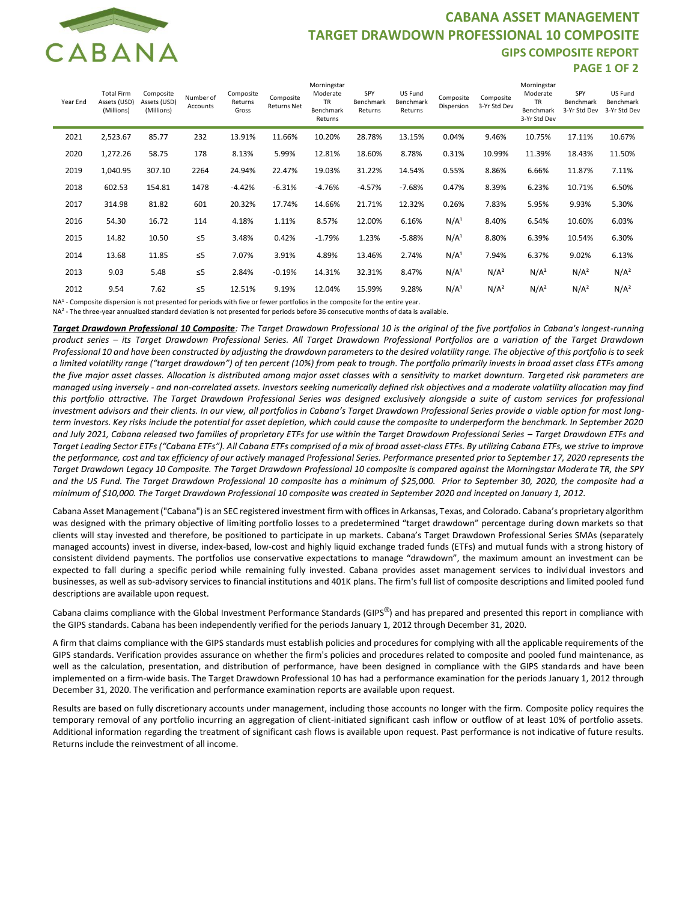# CABANA ASSET MANAGEMENT
## TARGET DRAWDOWN PROFESSIONAL 10 COMPOSITE
### GIPS COMPOSITE REPORT

| Year End | Total Firm Assets (USD) (Millions) | Composite Assets (USD) (Millions) | Number of Accounts | Composite Returns Gross | Composite Returns Net | Morningstar Moderate TR Benchmark Returns | SPY Benchmark Returns | US Fund Benchmark Returns | Composite Dispersion | Composite 3-Yr Std Dev | Morningstar Moderate TR Benchmark 3-Yr Std Dev | SPY Benchmark 3-Yr Std Dev | US Fund Benchmark 3-Yr Std Dev |
|---|---|---|---|---|---|---|---|---|---|---|---|---|---|
| 2021 | 2,523.67 | 85.77 | 232 | 13.91% | 11.66% | 10.20% | 28.78% | 13.15% | 0.04% | 9.46% | 10.75% | 17.11% | 10.67% |
| 2020 | 1,272.26 | 58.75 | 178 | 8.13% | 5.99% | 12.81% | 18.60% | 8.78% | 0.31% | 10.99% | 11.39% | 18.43% | 11.50% |
| 2019 | 1,040.95 | 307.10 | 2264 | 24.94% | 22.47% | 19.03% | 31.22% | 14.54% | 0.55% | 8.86% | 6.66% | 11.87% | 7.11% |
| 2018 | 602.53 | 154.81 | 1478 | -4.42% | -6.31% | -4.76% | -4.57% | -7.68% | 0.47% | 8.39% | 6.23% | 10.71% | 6.50% |
| 2017 | 314.98 | 81.82 | 601 | 20.32% | 17.74% | 14.66% | 21.71% | 12.32% | 0.26% | 7.83% | 5.95% | 9.93% | 5.30% |
| 2016 | 54.30 | 16.72 | 114 | 4.18% | 1.11% | 8.57% | 12.00% | 6.16% | N/A[1] | 8.40% | 6.54% | 10.60% | 6.03% |
| 2015 | 14.82 | 10.50 | ≤5 | 3.48% | 0.42% | -1.79% | 1.23% | -5.88% | N/A[1] | 8.80% | 6.39% | 10.54% | 6.30% |
| 2014 | 13.68 | 11.85 | ≤5 | 7.07% | 3.91% | 4.89% | 13.46% | 2.74% | N/A[1] | 7.94% | 6.37% | 9.02% | 6.13% |
| 2013 | 9.03 | 5.48 | ≤5 | 2.84% | -0.19% | 14.31% | 32.31% | 8.47% | N/A[1] | N/A[2] | N/A[2] | N/A[2] | N/A[2] |
| 2012 | 9.54 | 7.62 | ≤5 | 12.51% | 9.19% | 12.04% | 15.99% | 9.28% | N/A[1] | N/A[2] | N/A[2] | N/A[2] | N/A[2] |

NA[1] - Composite dispersion is not presented for periods with five or fewer portfolios in the composite for the entire year.

NA[2] - The three-year annualized standard deviation is not presented for periods before 36 consecutive months of data is available.

***Target Drawdown Professional 10 Composite****: The Target Drawdown Professional 10 is the original of the five portfolios in Cabana's longest-running product series – its Target Drawdown Professional Series. All Target Drawdown Professional Portfolios are a variation of the Target Drawdown Professional 10 and have been constructed by adjusting the drawdown parameters to the desired volatility range. The objective of this portfolio is to seek a limited volatility range ("target drawdown") of ten percent (10%) from peak to trough. The portfolio primarily invests in broad asset class ETFs among the five major asset classes. Allocation is distributed among major asset classes with a sensitivity to market downturn. Targeted risk parameters are managed using inversely - and non-correlated assets. Investors seeking numerically defined risk objectives and a moderate volatility allocation may find this portfolio attractive. The Target Drawdown Professional Series was designed exclusively alongside a suite of custom services for professional investment advisors and their clients. In our view, all portfolios in Cabana's Target Drawdown Professional Series provide a viable option for most long-term investors. Key risks include the potential for asset depletion, which could cause the composite to underperform the benchmark. In September 2020 and July 2021, Cabana released two families of proprietary ETFs for use within the Target Drawdown Professional Series – Target Drawdown ETFs and Target Leading Sector ETFs ("Cabana ETFs"). All Cabana ETFs comprised of a mix of broad asset-class ETFs. By utilizing Cabana ETFs, we strive to improve the performance, cost and tax efficiency of our actively managed Professional Series. Performance presented prior to September 17, 2020 represents the Target Drawdown Legacy 10 Composite. The Target Drawdown Professional 10 composite is compared against the Morningstar Moderate TR, the SPY and the US Fund. The Target Drawdown Professional 10 composite has a minimum of $25,000. Prior to September 30, 2020, the composite had a minimum of $10,000. The Target Drawdown Professional 10 composite was created in September 2020 and incepted on January 1, 2012.*

Cabana Asset Management ("Cabana") is an SEC registered investment firm with offices in Arkansas, Texas, and Colorado. Cabana's proprietary algorithm was designed with the primary objective of limiting portfolio losses to a predetermined "target drawdown" percentage during down markets so that clients will stay invested and therefore, be positioned to participate in up markets. Cabana's Target Drawdown Professional Series SMAs (separately managed accounts) invest in diverse, index-based, low-cost and highly liquid exchange traded funds (ETFs) and mutual funds with a strong history of consistent dividend payments. The portfolios use conservative expectations to manage "drawdown", the maximum amount an investment can be expected to fall during a specific period while remaining fully invested. Cabana provides asset management services to individual investors and businesses, as well as sub-advisory services to financial institutions and 401K plans. The firm's full list of composite descriptions and limited pooled fund descriptions are available upon request.

Cabana claims compliance with the Global Investment Performance Standards (GIPS®) and has prepared and presented this report in compliance with the GIPS standards. Cabana has been independently verified for the periods January 1, 2012 through December 31, 2020.

A firm that claims compliance with the GIPS standards must establish policies and procedures for complying with all the applicable requirements of the GIPS standards. Verification provides assurance on whether the firm's policies and procedures related to composite and pooled fund maintenance, as well as the calculation, presentation, and distribution of performance, have been designed in compliance with the GIPS standards and have been implemented on a firm-wide basis. The Target Drawdown Professional 10 has had a performance examination for the periods January 1, 2012 through December 31, 2020. The verification and performance examination reports are available upon request.

Results are based on fully discretionary accounts under management, including those accounts no longer with the firm. Composite policy requires the temporary removal of any portfolio incurring an aggregation of client-initiated significant cash inflow or outflow of at least 10% of portfolio assets. Additional information regarding the treatment of significant cash flows is available upon request. Past performance is not indicative of future results. Returns include the reinvestment of all income.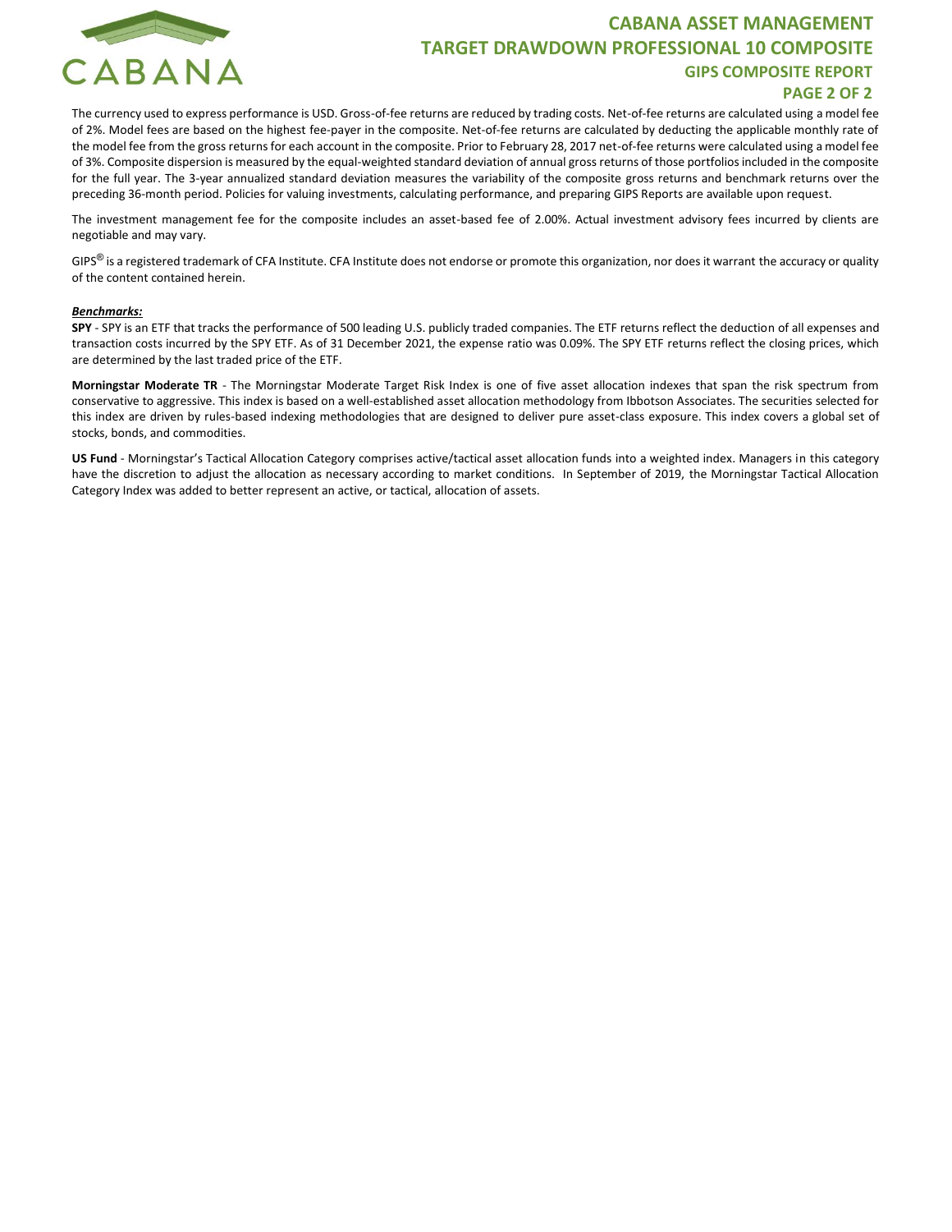The currency used to express performance is USD. Gross-of-fee returns are reduced by trading costs. Net-of-fee returns are calculated using a model fee of 2%. Model fees are based on the highest fee-payer in the composite. Net-of-fee returns are calculated by deducting the applicable monthly rate of the model fee from the gross returns for each account in the composite. Prior to February 28, 2017 net-of-fee returns were calculated using a model fee of 3%. Composite dispersion is measured by the equal-weighted standard deviation of annual gross returns of those portfolios included in the composite for the full year. The 3-year annualized standard deviation measures the variability of the composite gross returns and benchmark returns over the preceding 36-month period. Policies for valuing investments, calculating performance, and preparing GIPS Reports are available upon request.

The investment management fee for the composite includes an asset-based fee of 2.00%. Actual investment advisory fees incurred by clients are negotiable and may vary.

GIPS® is a registered trademark of CFA Institute. CFA Institute does not endorse or promote this organization, nor does it warrant the accuracy or quality of the content contained herein.

***Benchmarks:***

**SPY** - SPY is an ETF that tracks the performance of 500 leading U.S. publicly traded companies. The ETF returns reflect the deduction of all expenses and transaction costs incurred by the SPY ETF. As of 31 December 2021, the expense ratio was 0.09%. The SPY ETF returns reflect the closing prices, which are determined by the last traded price of the ETF.

**Morningstar Moderate TR** - The Morningstar Moderate Target Risk Index is one of five asset allocation indexes that span the risk spectrum from conservative to aggressive. This index is based on a well-established asset allocation methodology from Ibbotson Associates. The securities selected for this index are driven by rules-based indexing methodologies that are designed to deliver pure asset-class exposure. This index covers a global set of stocks, bonds, and commodities.

**US Fund** - Morningstar's Tactical Allocation Category comprises active/tactical asset allocation funds into a weighted index. Managers in this category have the discretion to adjust the allocation as necessary according to market conditions. In September of 2019, the Morningstar Tactical Allocation Category Index was added to better represent an active, or tactical, allocation of assets.